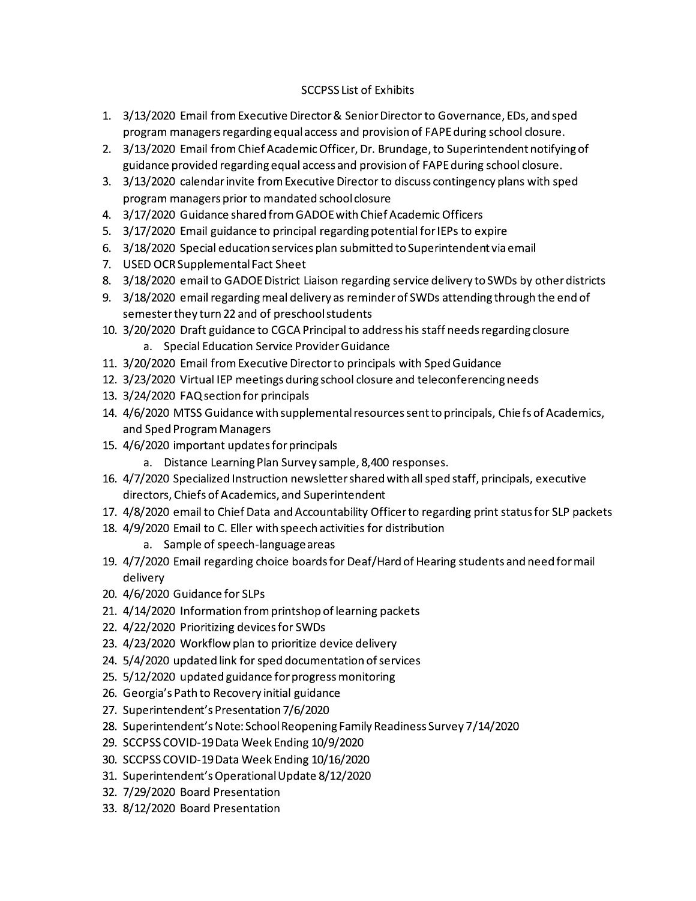# SCCPSS List of Exhibits

1. 3/13/2020 Email from Executive Director & Senior Director to Governance, EDs, and sped program managers regarding equal access and provision of FAPE during school closure.
2. 3/13/2020 Email from Chief Academic Officer, Dr. Brundage, to Superintendent notifying of guidance provided regarding equal access and provision of FAPE during school closure.
3. 3/13/2020 calendar invite from Executive Director to discuss contingency plans with sped program managers prior to mandated school closure
4. 3/17/2020 Guidance shared from GADOE with Chief Academic Officers
5. 3/17/2020 Email guidance to principal regarding potential for IEPs to expire
6. 3/18/2020 Special education services plan submitted to Superintendent via email
7. USED OCR Supplemental Fact Sheet
8. 3/18/2020 email to GADOE District Liaison regarding service delivery to SWDs by other districts
9. 3/18/2020 email regarding meal delivery as reminder of SWDs attending through the end of semester they turn 22 and of preschool students
10. 3/20/2020 Draft guidance to CGCA Principal to address his staff needs regarding closure
    a. Special Education Service Provider Guidance
11. 3/20/2020 Email from Executive Director to principals with Sped Guidance
12. 3/23/2020 Virtual IEP meetings during school closure and teleconferencing needs
13. 3/24/2020 FAQ section for principals
14. 4/6/2020 MTSS Guidance with supplemental resources sent to principals, Chiefs of Academics, and Sped Program Managers
15. 4/6/2020 important updates for principals
    a. Distance Learning Plan Survey sample, 8,400 responses.
16. 4/7/2020 Specialized Instruction newsletter shared with all sped staff, principals, executive directors, Chiefs of Academics, and Superintendent
17. 4/8/2020 email to Chief Data and Accountability Officer to regarding print status for SLP packets
18. 4/9/2020 Email to C. Eller with speech activities for distribution
    a. Sample of speech-language areas
19. 4/7/2020 Email regarding choice boards for Deaf/Hard of Hearing students and need for mail delivery
20. 4/6/2020 Guidance for SLPs
21. 4/14/2020 Information from printshop of learning packets
22. 4/22/2020 Prioritizing devices for SWDs
23. 4/23/2020 Workflow plan to prioritize device delivery
24. 5/4/2020 updated link for sped documentation of services
25. 5/12/2020 updated guidance for progress monitoring
26. Georgia's Path to Recovery initial guidance
27. Superintendent's Presentation 7/6/2020
28. Superintendent's Note: School Reopening Family Readiness Survey 7/14/2020
29. SCCPSS COVID-19 Data Week Ending 10/9/2020
30. SCCPSS COVID-19 Data Week Ending 10/16/2020
31. Superintendent's Operational Update 8/12/2020
32. 7/29/2020 Board Presentation
33. 8/12/2020 Board Presentation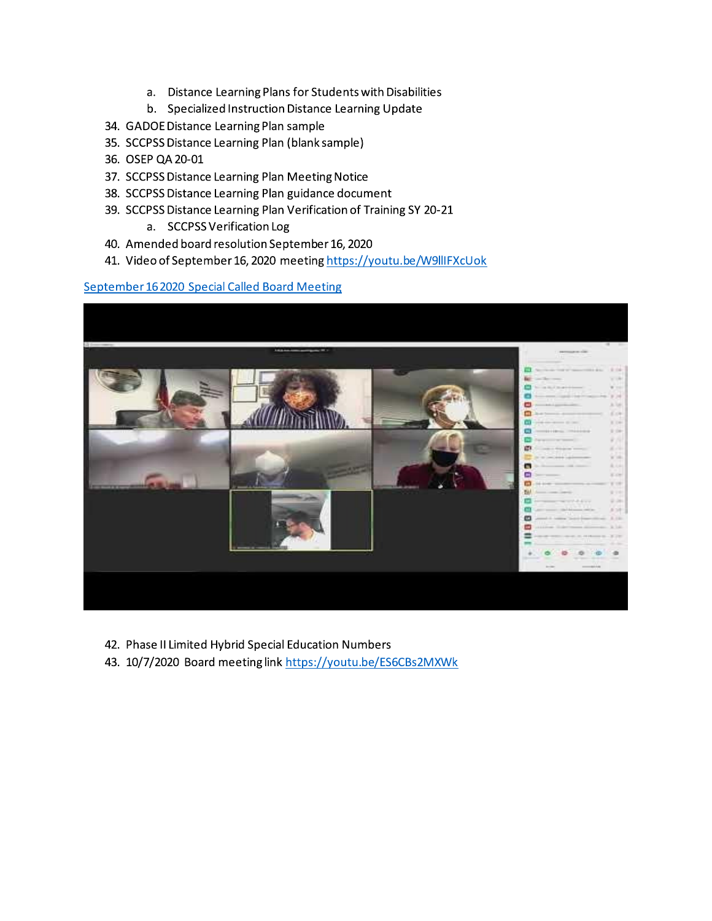a. Distance Learning Plans for Students with Disabilities
b. Specialized Instruction Distance Learning Update

34. GADOE Distance Learning Plan sample
35. SCCPSS Distance Learning Plan (blank sample)
36. OSEP QA 20-01
37. SCCPSS Distance Learning Plan Meeting Notice
38. SCCPSS Distance Learning Plan guidance document
39. SCCPSS Distance Learning Plan Verification of Training SY 20-21
    a. SCCPSS Verification Log
40. Amended board resolution September 16, 2020
41. Video of September 16, 2020 meeting https://youtu.be/W9llIFXcUok

September 16 2020 Special Called Board Meeting

42. Phase II Limited Hybrid Special Education Numbers
43. 10/7/2020 Board meeting link https://youtu.be/ES6CBs2MXWk